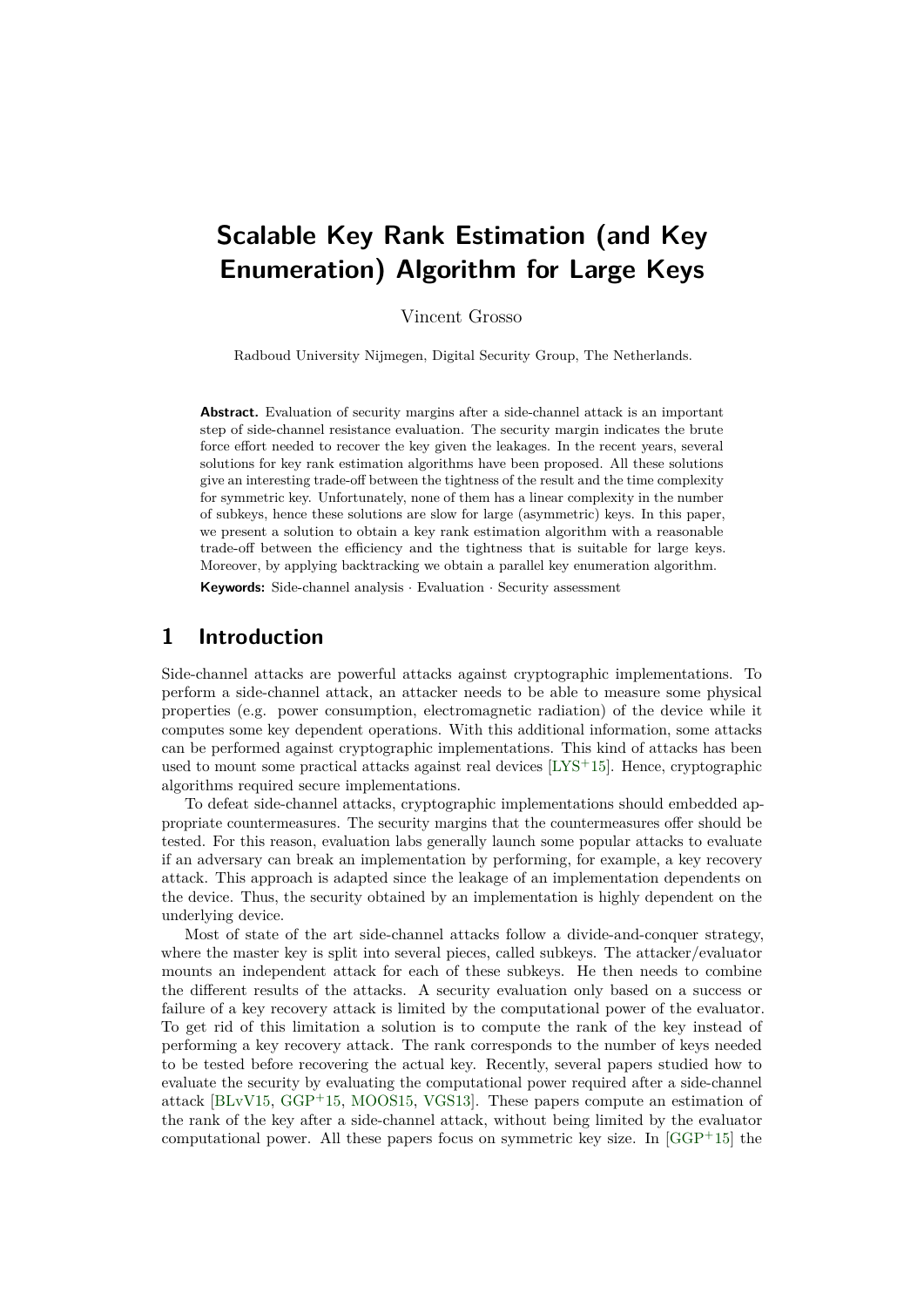# Scalable Key Rank Estimation (and Key Enumeration) Algorithm for Large Keys

Vincent Grosso

Radboud University Nijmegen, Digital Security Group, The Netherlands.

**Abstract.** Evaluation of security margins after a side-channel attack is an important step of side-channel resistance evaluation. The security margin indicates the brute force effort needed to recover the key given the leakages. In the recent years, several solutions for key rank estimation algorithms have been proposed. All these solutions give an interesting trade-off between the tightness of the result and the time complexity for symmetric key. Unfortunately, none of them has a linear complexity in the number of subkeys, hence these solutions are slow for large (asymmetric) keys. In this paper, we present a solution to obtain a key rank estimation algorithm with a reasonable trade-off between the efficiency and the tightness that is suitable for large keys. Moreover, by applying backtracking we obtain a parallel key enumeration algorithm.

**Keywords:** Side-channel analysis · Evaluation · Security assessment

## 1 Introduction

Side-channel attacks are powerful attacks against cryptographic implementations. To perform a side-channel attack, an attacker needs to be able to measure some physical properties (e.g. power consumption, electromagnetic radiation) of the device while it computes some key dependent operations. With this additional information, some attacks can be performed against cryptographic implementations. This kind of attacks has been used to mount some practical attacks against real devices [LYS+15]. Hence, cryptographic algorithms required secure implementations.

To defeat side-channel attacks, cryptographic implementations should embedded appropriate countermeasures. The security margins that the countermeasures offer should be tested. For this reason, evaluation labs generally launch some popular attacks to evaluate if an adversary can break an implementation by performing, for example, a key recovery attack. This approach is adapted since the leakage of an implementation dependents on the device. Thus, the security obtained by an implementation is highly dependent on the underlying device.

Most of state of the art side-channel attacks follow a divide-and-conquer strategy, where the master key is split into several pieces, called subkeys. The attacker/evaluator mounts an independent attack for each of these subkeys. He then needs to combine the different results of the attacks. A security evaluation only based on a success or failure of a key recovery attack is limited by the computational power of the evaluator. To get rid of this limitation a solution is to compute the rank of the key instead of performing a key recovery attack. The rank corresponds to the number of keys needed to be tested before recovering the actual key. Recently, several papers studied how to evaluate the security by evaluating the computational power required after a side-channel attack [BLvV15, GGP+15, MOOS15, VGS13]. These papers compute an estimation of the rank of the key after a side-channel attack, without being limited by the evaluator computational power. All these papers focus on symmetric key size. In [GGP+15] the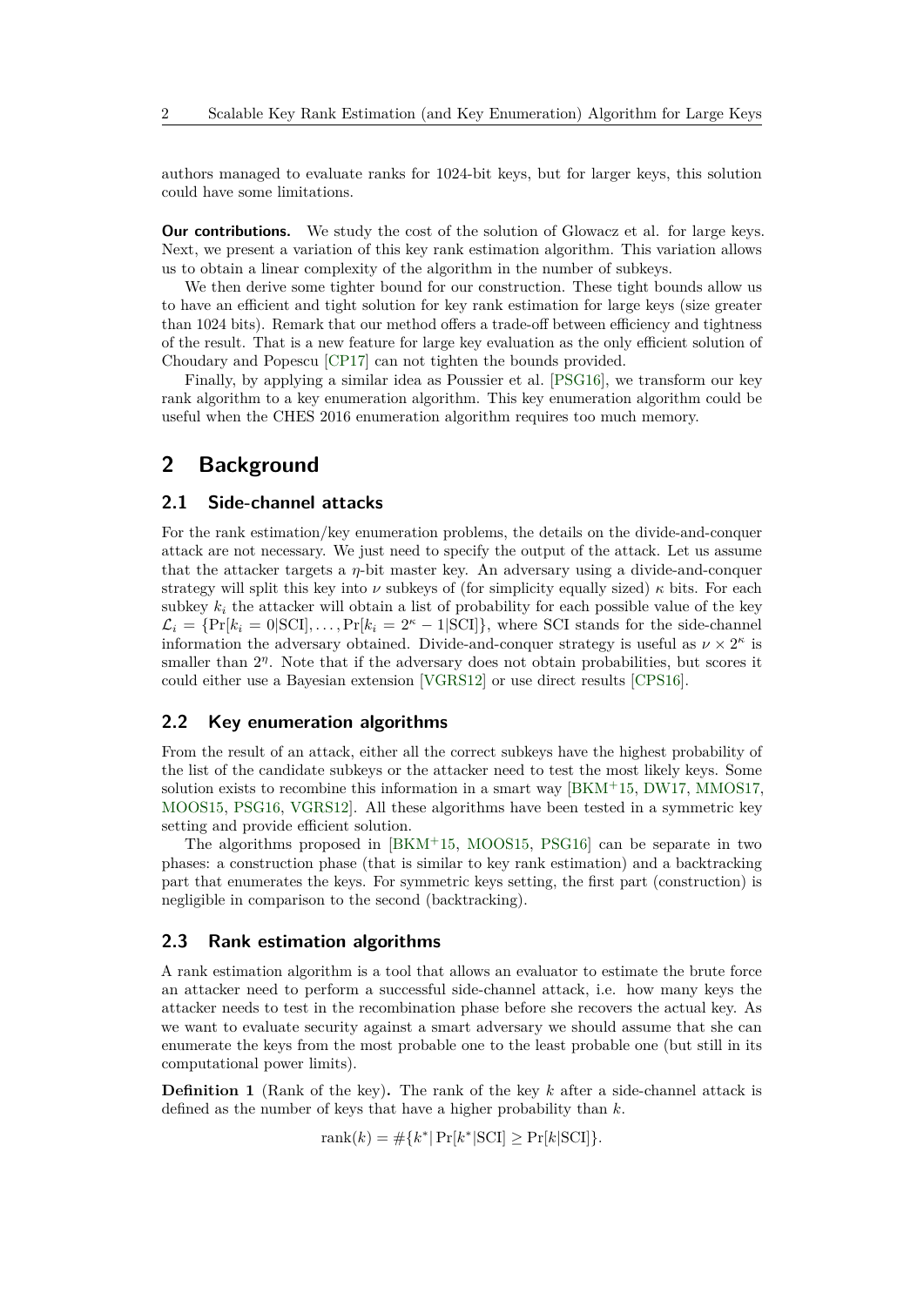authors managed to evaluate ranks for 1024-bit keys, but for larger keys, this solution could have some limitations.

**Our contributions.** We study the cost of the solution of Glowacz et al. for large keys. Next, we present a variation of this key rank estimation algorithm. This variation allows us to obtain a linear complexity of the algorithm in the number of subkeys.

We then derive some tighter bound for our construction. These tight bounds allow us to have an efficient and tight solution for key rank estimation for large keys (size greater than 1024 bits). Remark that our method offers a trade-off between efficiency and tightness of the result. That is a new feature for large key evaluation as the only efficient solution of Choudary and Popescu [CP17] can not tighten the bounds provided.

Finally, by applying a similar idea as Poussier et al. [PSG16], we transform our key rank algorithm to a key enumeration algorithm. This key enumeration algorithm could be useful when the CHES 2016 enumeration algorithm requires too much memory.

## 2 Background

### 2.1 Side-channel attacks

For the rank estimation/key enumeration problems, the details on the divide-and-conquer attack are not necessary. We just need to specify the output of the attack. Let us assume that the attacker targets a $\eta$-bit master key. An adversary using a divide-and-conquer strategy will split this key into $\nu$ subkeys of (for simplicity equally sized) $\kappa$ bits. For each subkey $k_i$ the attacker will obtain a list of probability for each possible value of the key $\mathcal{L}_i = \{\Pr[k_i = 0|\text{SCI}], \ldots, \Pr[k_i = 2^\kappa - 1|\text{SCI}]\}$, where SCI stands for the side-channel information the adversary obtained. Divide-and-conquer strategy is useful as $\nu \times 2^\kappa$ is smaller than $2^\eta$. Note that if the adversary does not obtain probabilities, but scores it could either use a Bayesian extension [VGRS12] or use direct results [CPS16].

### 2.2 Key enumeration algorithms

From the result of an attack, either all the correct subkeys have the highest probability of the list of the candidate subkeys or the attacker need to test the most likely keys. Some solution exists to recombine this information in a smart way [BKM+15, DW17, MMOS17, MOOS15, PSG16, VGRS12]. All these algorithms have been tested in a symmetric key setting and provide efficient solution.

The algorithms proposed in [BKM+15, MOOS15, PSG16] can be separate in two phases: a construction phase (that is similar to key rank estimation) and a backtracking part that enumerates the keys. For symmetric keys setting, the first part (construction) is negligible in comparison to the second (backtracking).

### 2.3 Rank estimation algorithms

A rank estimation algorithm is a tool that allows an evaluator to estimate the brute force an attacker need to perform a successful side-channel attack, i.e. how many keys the attacker needs to test in the recombination phase before she recovers the actual key. As we want to evaluate security against a smart adversary we should assume that she can enumerate the keys from the most probable one to the least probable one (but still in its computational power limits).

**Definition 1** (Rank of the key)**.** The rank of the key $k$ after a side-channel attack is defined as the number of keys that have a higher probability than $k$.

$$\text{rank}(k) = \#\{k^* | \Pr[k^*|\text{SCI}] \geq \Pr[k|\text{SCI}]\}.$$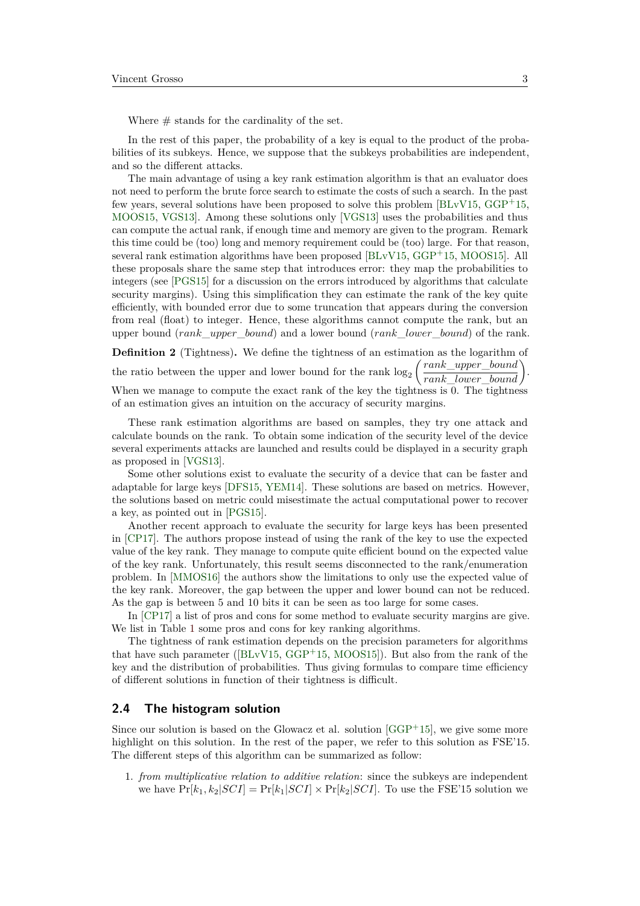Where # stands for the cardinality of the set.

In the rest of this paper, the probability of a key is equal to the product of the probabilities of its subkeys. Hence, we suppose that the subkeys probabilities are independent, and so the different attacks.

The main advantage of using a key rank estimation algorithm is that an evaluator does not need to perform the brute force search to estimate the costs of such a search. In the past few years, several solutions have been proposed to solve this problem [BLvV15, GGP+15, MOOS15, VGS13]. Among these solutions only [VGS13] uses the probabilities and thus can compute the actual rank, if enough time and memory are given to the program. Remark this time could be (too) long and memory requirement could be (too) large. For that reason, several rank estimation algorithms have been proposed [BLvV15, GGP+15, MOOS15]. All these proposals share the same step that introduces error: they map the probabilities to integers (see [PGS15] for a discussion on the errors introduced by algorithms that calculate security margins). Using this simplification they can estimate the rank of the key quite efficiently, with bounded error due to some truncation that appears during the conversion from real (float) to integer. Hence, these algorithms cannot compute the rank, but an upper bound ($rank\_upper\_bound$) and a lower bound ($rank\_lower\_bound$) of the rank.

**Definition 2** (Tightness)**.** We define the tightness of an estimation as the logarithm of the ratio between the upper and lower bound for the rank $\log_2\left(\frac{rank\_upper\_bound}{rank\_lower\_bound}\right)$. When we manage to compute the exact rank of the key the tightness is 0. The tightness of an estimation gives an intuition on the accuracy of security margins.

These rank estimation algorithms are based on samples, they try one attack and calculate bounds on the rank. To obtain some indication of the security level of the device several experiments attacks are launched and results could be displayed in a security graph as proposed in [VGS13].

Some other solutions exist to evaluate the security of a device that can be faster and adaptable for large keys [DFS15, YEM14]. These solutions are based on metrics. However, the solutions based on metric could misestimate the actual computational power to recover a key, as pointed out in [PGS15].

Another recent approach to evaluate the security for large keys has been presented in [CP17]. The authors propose instead of using the rank of the key to use the expected value of the key rank. They manage to compute quite efficient bound on the expected value of the key rank. Unfortunately, this result seems disconnected to the rank/enumeration problem. In [MMOS16] the authors show the limitations to only use the expected value of the key rank. Moreover, the gap between the upper and lower bound can not be reduced. As the gap is between 5 and 10 bits it can be seen as too large for some cases.

In [CP17] a list of pros and cons for some method to evaluate security margins are give. We list in Table 1 some pros and cons for key ranking algorithms.

The tightness of rank estimation depends on the precision parameters for algorithms that have such parameter ([BLvV15, GGP+15, MOOS15]). But also from the rank of the key and the distribution of probabilities. Thus giving formulas to compare time efficiency of different solutions in function of their tightness is difficult.

## 2.4 The histogram solution

Since our solution is based on the Glowacz et al. solution [GGP+15], we give some more highlight on this solution. In the rest of the paper, we refer to this solution as FSE'15. The different steps of this algorithm can be summarized as follow:

1. *from multiplicative relation to additive relation*: since the subkeys are independent we have $\Pr[k_1, k_2|SCI] = \Pr[k_1|SCI] \times \Pr[k_2|SCI]$. To use the FSE'15 solution we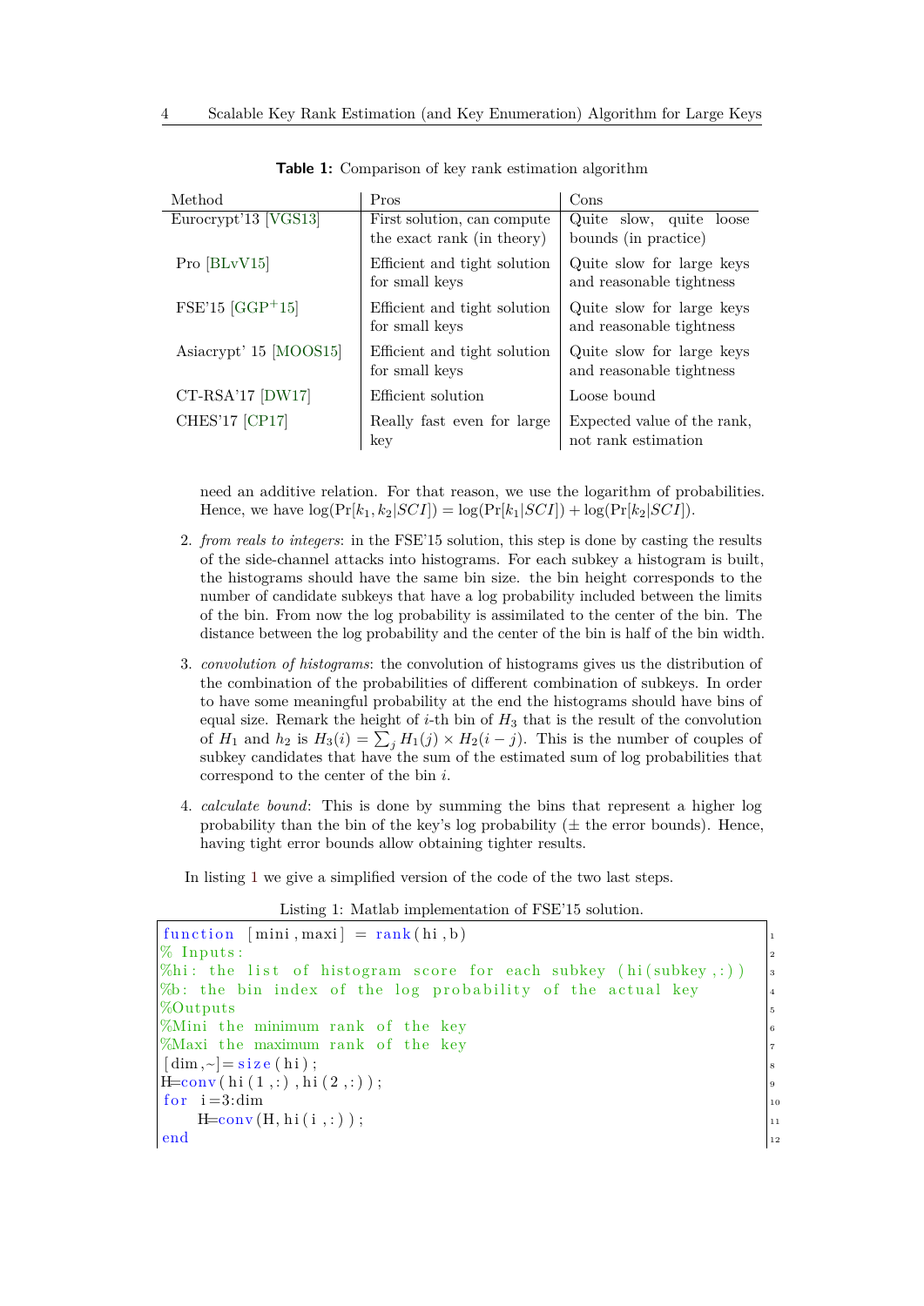**Table 1:** Comparison of key rank estimation algorithm

| Method | Pros | Cons |
|---|---|---|
| Eurocrypt'13 [VGS13] | First solution, can compute the exact rank (in theory) | Quite slow, quite loose bounds (in practice) |
| Pro [BLvV15] | Efficient and tight solution for small keys | Quite slow for large keys and reasonable tightness |
| FSE'15 [GGP+15] | Efficient and tight solution for small keys | Quite slow for large keys and reasonable tightness |
| Asiacrypt' 15 [MOOS15] | Efficient and tight solution for small keys | Quite slow for large keys and reasonable tightness |
| CT-RSA'17 [DW17] | Efficient solution | Loose bound |
| CHES'17 [CP17] | Really fast even for large key | Expected value of the rank, not rank estimation |

need an additive relation. For that reason, we use the logarithm of probabilities. Hence, we have $\log(\Pr[k_1, k_2|SCI]) = \log(\Pr[k_1|SCI]) + \log(\Pr[k_2|SCI])$.

2. *from reals to integers*: in the FSE'15 solution, this step is done by casting the results of the side-channel attacks into histograms. For each subkey a histogram is built, the histograms should have the same bin size. the bin height corresponds to the number of candidate subkeys that have a log probability included between the limits of the bin. From now the log probability is assimilated to the center of the bin. The distance between the log probability and the center of the bin is half of the bin width.

3. *convolution of histograms*: the convolution of histograms gives us the distribution of the combination of the probabilities of different combination of subkeys. In order to have some meaningful probability at the end the histograms should have bins of equal size. Remark the height of $i$-th bin of $H_3$ that is the result of the convolution of $H_1$ and $h_2$ is $H_3(i) = \sum_j H_1(j) \times H_2(i-j)$. This is the number of couples of subkey candidates that have the sum of the estimated sum of log probabilities that correspond to the center of the bin $i$.

4. *calculate bound*: This is done by summing the bins that represent a higher log probability than the bin of the key's log probability ($\pm$ the error bounds). Hence, having tight error bounds allow obtaining tighter results.

In listing 1 we give a simplified version of the code of the two last steps.

Listing 1: Matlab implementation of FSE'15 solution.

```
function [mini,maxi] = rank(hi,b)
% Inputs:
%hi: the list of histogram score for each subkey (hi(subkey,:))
%b: the bin index of the log probability of the actual key
%Outputs
%Mini the minimum rank of the key
%Maxi the maximum rank of the key
[dim,~]=size(hi);
H=conv(hi(1,:),hi(2,:));
for i=3:dim
    H=conv(H,hi(i,:));
end
```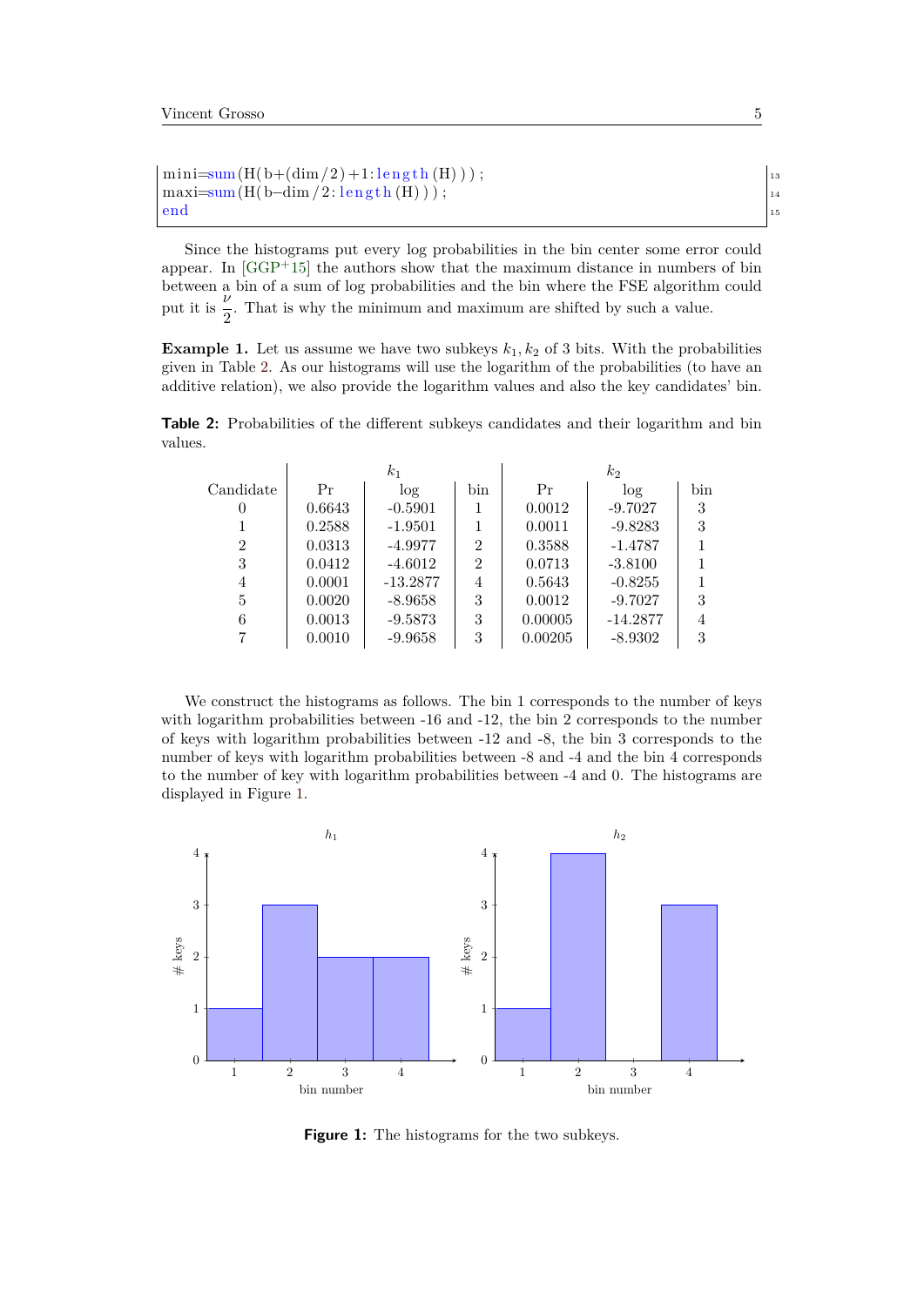```
mini=sum(H(b+(dim/2)+1:length(H)));
maxi=sum(H(b−dim/2:length(H)));
end
```

Since the histograms put every log probabilities in the bin center some error could appear. In [GGP+15] the authors show that the maximum distance in numbers of bin between a bin of a sum of log probabilities and the bin where the FSE algorithm could put it is $\frac{\nu}{2}$. That is why the minimum and maximum are shifted by such a value.

**Example 1.** Let us assume we have two subkeys $k_1, k_2$ of 3 bits. With the probabilities given in Table 2. As our histograms will use the logarithm of the probabilities (to have an additive relation), we also provide the logarithm values and also the key candidates' bin.

**Table 2:** Probabilities of the different subkeys candidates and their logarithm and bin values.

| | $k_1$ | | | $k_2$ | | |
|---|---|---|---|---|---|---|
| Candidate | Pr | log | bin | Pr | log | bin |
| 0 | 0.6643 | -0.5901 | 1 | 0.0012 | -9.7027 | 3 |
| 1 | 0.2588 | -1.9501 | 1 | 0.0011 | -9.8283 | 3 |
| 2 | 0.0313 | -4.9977 | 2 | 0.3588 | -1.4787 | 1 |
| 3 | 0.0412 | -4.6012 | 2 | 0.0713 | -3.8100 | 1 |
| 4 | 0.0001 | -13.2877 | 4 | 0.5643 | -0.8255 | 1 |
| 5 | 0.0020 | -8.9658 | 3 | 0.0012 | -9.7027 | 3 |
| 6 | 0.0013 | -9.5873 | 3 | 0.00005 | -14.2877 | 4 |
| 7 | 0.0010 | -9.9658 | 3 | 0.00205 | -8.9302 | 3 |

We construct the histograms as follows. The bin 1 corresponds to the number of keys with logarithm probabilities between -16 and -12, the bin 2 corresponds to the number of keys with logarithm probabilities between -12 and -8, the bin 3 corresponds to the number of keys with logarithm probabilities between -8 and -4 and the bin 4 corresponds to the number of key with logarithm probabilities between -4 and 0. The histograms are displayed in Figure 1.

**Figure 1:** The histograms for the two subkeys.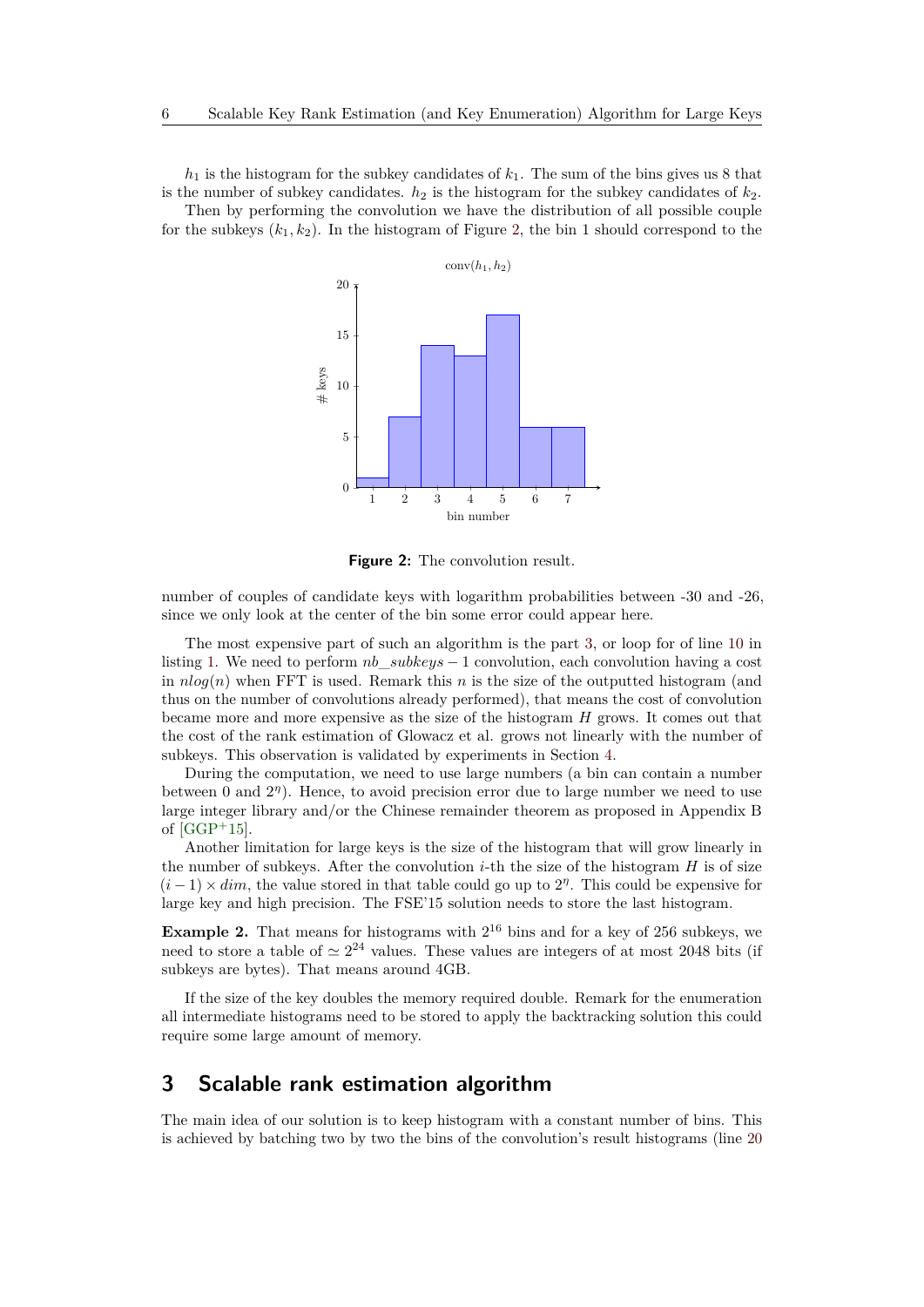$h_1$ is the histogram for the subkey candidates of $k_1$. The sum of the bins gives us 8 that is the number of subkey candidates. $h_2$ is the histogram for the subkey candidates of $k_2$.

Then by performing the convolution we have the distribution of all possible couple for the subkeys $(k_1, k_2)$. In the histogram of Figure 2, the bin 1 should correspond to the number of couples of candidate keys with logarithm probabilities between -30 and -26, since we only look at the center of the bin some error could appear here.

**Figure 2:** The convolution result.

The most expensive part of such an algorithm is the part 3, or loop for of line 10 in listing 1. We need to perform $nb\_subkeys - 1$ convolution, each convolution having a cost in $nlog(n)$ when FFT is used. Remark this $n$ is the size of the outputted histogram (and thus on the number of convolutions already performed), that means the cost of convolution became more and more expensive as the size of the histogram $H$ grows. It comes out that the cost of the rank estimation of Glowacz et al. grows not linearly with the number of subkeys. This observation is validated by experiments in Section 4.

During the computation, we need to use large numbers (a bin can contain a number between 0 and $2^{\eta}$). Hence, to avoid precision error due to large number we need to use large integer library and/or the Chinese remainder theorem as proposed in Appendix B of [GGP+15].

Another limitation for large keys is the size of the histogram that will grow linearly in the number of subkeys. After the convolution $i$-th the size of the histogram $H$ is of size $(i-1) \times dim$, the value stored in that table could go up to $2^{\eta}$. This could be expensive for large key and high precision. The FSE'15 solution needs to store the last histogram.

**Example 2.** That means for histograms with $2^{16}$ bins and for a key of 256 subkeys, we need to store a table of $\simeq 2^{24}$ values. These values are integers of at most 2048 bits (if subkeys are bytes). That means around 4GB.

If the size of the key doubles the memory required double. Remark for the enumeration all intermediate histograms need to be stored to apply the backtracking solution this could require some large amount of memory.

## 3 Scalable rank estimation algorithm

The main idea of our solution is to keep histogram with a constant number of bins. This is achieved by batching two by two the bins of the convolution's result histograms (line 20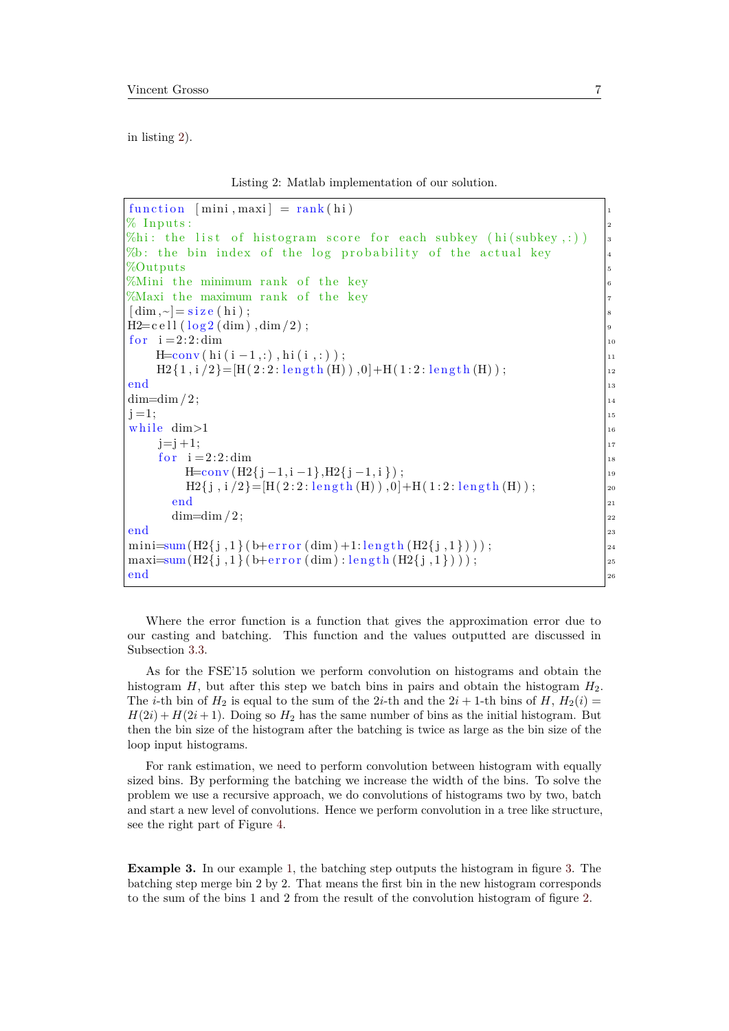in listing 2).

Listing 2: Matlab implementation of our solution.

```
function [mini,maxi] = rank(hi)
% Inputs:
%hi: the list of histogram score for each subkey (hi(subkey,:))
%b: the bin index of the log probability of the actual key
%Outputs
%Mini the minimum rank of the key
%Maxi the maximum rank of the key
[dim,~]=size(hi);
H2=cell(log2(dim),dim/2);
for i=2:2:dim
    H=conv(hi(i-1,:),hi(i,:));
    H2{1,i/2}=[H(2:2:length(H)),0]+H(1:2:length(H));
end
dim=dim/2;
j=1;
while dim>1
    j=j+1;
    for i=2:2:dim
        H=conv(H2{j-1,i-1},H2{j-1,i});
        H2{j,i/2}=[H(2:2:length(H)),0]+H(1:2:length(H));
     end
     dim=dim/2;
end
mini=sum(H2{j,1}(b+error(dim)+1:length(H2{j,1})));
maxi=sum(H2{j,1}(b+error(dim):length(H2{j,1})));
end
```

Where the error function is a function that gives the approximation error due to our casting and batching. This function and the values outputted are discussed in Subsection 3.3.

As for the FSE'15 solution we perform convolution on histograms and obtain the histogram $H$, but after this step we batch bins in pairs and obtain the histogram $H_2$. The $i$-th bin of $H_2$ is equal to the sum of the $2i$-th and the $2i+1$-th bins of $H$, $H_2(i) = H(2i) + H(2i+1)$. Doing so $H_2$ has the same number of bins as the initial histogram. But then the bin size of the histogram after the batching is twice as large as the bin size of the loop input histograms.

For rank estimation, we need to perform convolution between histogram with equally sized bins. By performing the batching we increase the width of the bins. To solve the problem we use a recursive approach, we do convolutions of histograms two by two, batch and start a new level of convolutions. Hence we perform convolution in a tree like structure, see the right part of Figure 4.

**Example 3.** In our example 1, the batching step outputs the histogram in figure 3. The batching step merge bin 2 by 2. That means the first bin in the new histogram corresponds to the sum of the bins 1 and 2 from the result of the convolution histogram of figure 2.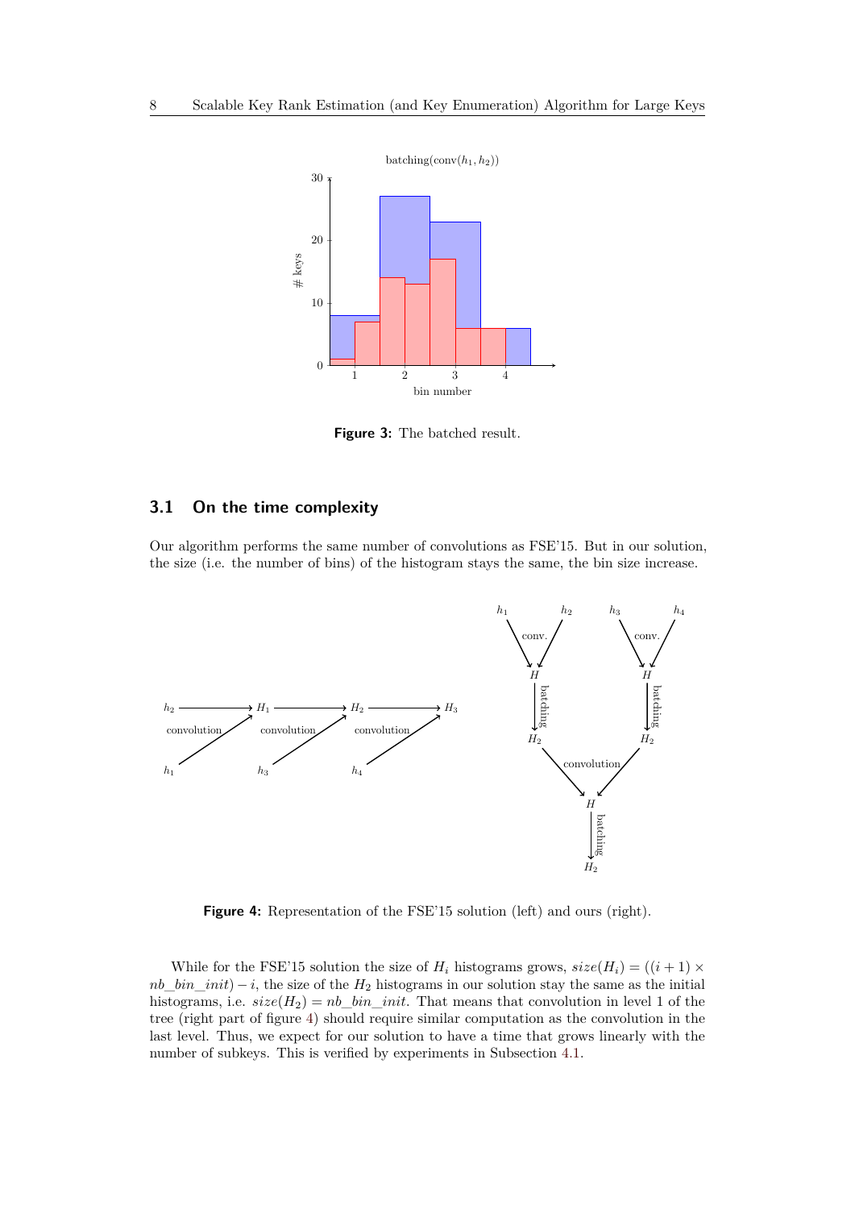Figure 3: The batched result.

## 3.1 On the time complexity

Our algorithm performs the same number of convolutions as FSE'15. But in our solution, the size (i.e. the number of bins) of the histogram stays the same, the bin size increase.

Figure 4: Representation of the FSE'15 solution (left) and ours (right).

While for the FSE'15 solution the size of $H_i$ histograms grows, $size(H_i) = ((i+1) \times nb\_bin\_init) - i$, the size of the $H_2$ histograms in our solution stay the same as the initial histograms, i.e. $size(H_2) = nb\_bin\_init$. That means that convolution in level 1 of the tree (right part of figure 4) should require similar computation as the convolution in the last level. Thus, we expect for our solution to have a time that grows linearly with the number of subkeys. This is verified by experiments in Subsection 4.1.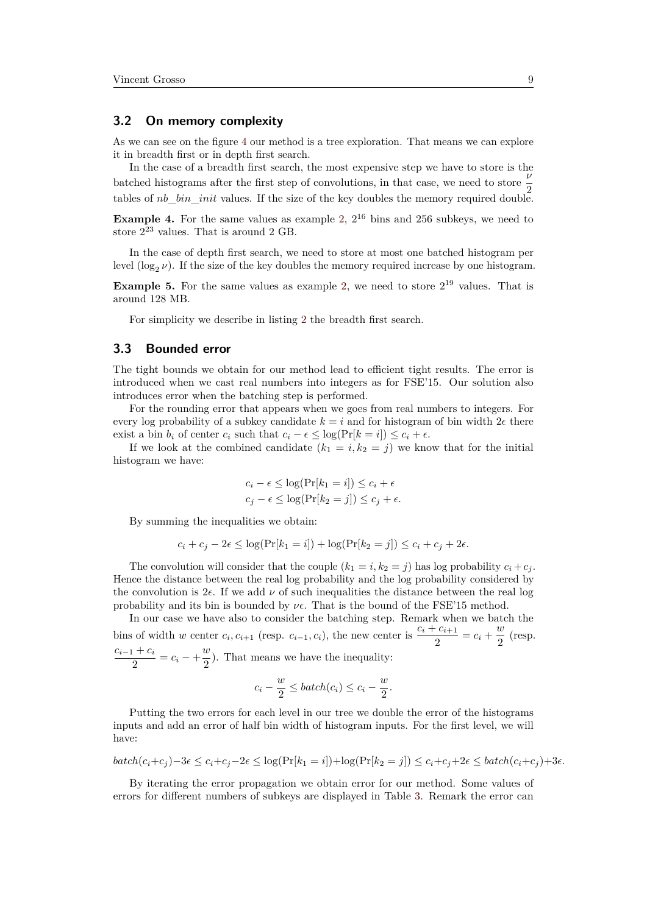### 3.2 On memory complexity

As we can see on the figure 4 our method is a tree exploration. That means we can explore it in breadth first or in depth first search.

In the case of a breadth first search, the most expensive step we have to store is the batched histograms after the first step of convolutions, in that case, we need to store $\frac{\nu}{2}$ tables of *nb_bin_init* values. If the size of the key doubles the memory required double.

**Example 4.** For the same values as example 2, $2^{16}$ bins and 256 subkeys, we need to store $2^{23}$ values. That is around 2 GB.

In the case of depth first search, we need to store at most one batched histogram per level ($\log_2 \nu$). If the size of the key doubles the memory required increase by one histogram.

**Example 5.** For the same values as example 2, we need to store $2^{19}$ values. That is around 128 MB.

For simplicity we describe in listing 2 the breadth first search.

### 3.3 Bounded error

The tight bounds we obtain for our method lead to efficient tight results. The error is introduced when we cast real numbers into integers as for FSE'15. Our solution also introduces error when the batching step is performed.

For the rounding error that appears when we goes from real numbers to integers. For every log probability of a subkey candidate $k = i$ and for histogram of bin width $2\epsilon$ there exist a bin $b_i$ of center $c_i$ such that $c_i - \epsilon \leq \log(\Pr[k = i]) \leq c_i + \epsilon$.

If we look at the combined candidate $(k_1 = i, k_2 = j)$ we know that for the initial histogram we have:

$$c_i - \epsilon \leq \log(\Pr[k_1 = i]) \leq c_i + \epsilon$$
$$c_j - \epsilon \leq \log(\Pr[k_2 = j]) \leq c_j + \epsilon.$$

By summing the inequalities we obtain:

$$c_i + c_j - 2\epsilon \leq \log(\Pr[k_1 = i]) + \log(\Pr[k_2 = j]) \leq c_i + c_j + 2\epsilon.$$

The convolution will consider that the couple $(k_1 = i, k_2 = j)$ has log probability $c_i + c_j$. Hence the distance between the real log probability and the log probability considered by the convolution is $2\epsilon$. If we add $\nu$ of such inequalities the distance between the real log probability and its bin is bounded by $\nu\epsilon$. That is the bound of the FSE'15 method.

In our case we have also to consider the batching step. Remark when we batch the bins of width $w$ center $c_i, c_{i+1}$ (resp. $c_{i-1}, c_i$), the new center is $\frac{c_i + c_{i+1}}{2} = c_i + \frac{w}{2}$ (resp. $\frac{c_{i-1} + c_i}{2} = c_i - + \frac{w}{2}$). That means we have the inequality:

$$c_i - \frac{w}{2} \leq batch(c_i) \leq c_i - \frac{w}{2}.$$

Putting the two errors for each level in our tree we double the error of the histograms inputs and add an error of half bin width of histogram inputs. For the first level, we will have:

$$batch(c_i + c_j) - 3\epsilon \leq c_i + c_j - 2\epsilon \leq \log(\Pr[k_1 = i]) + \log(\Pr[k_2 = j]) \leq c_i + c_j + 2\epsilon \leq batch(c_i + c_j) + 3\epsilon.$$

By iterating the error propagation we obtain error for our method. Some values of errors for different numbers of subkeys are displayed in Table 3. Remark the error can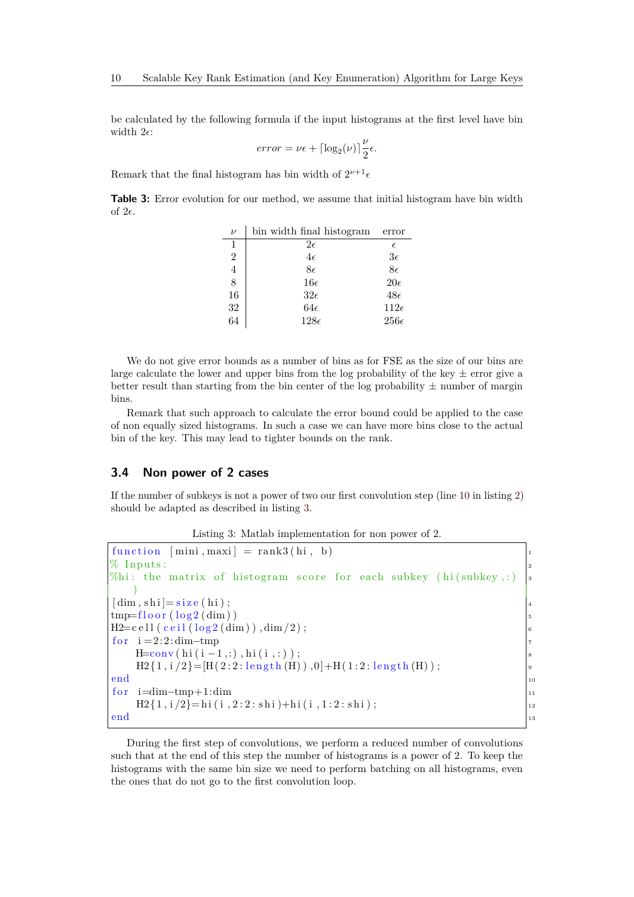be calculated by the following formula if the input histograms at the first level have bin width $2\epsilon$:

$$error = \nu\epsilon + \lceil \log_2(\nu) \rceil \frac{\nu}{2}\epsilon.$$

Remark that the final histogram has bin width of $2^{\nu+1}\epsilon$

**Table 3:** Error evolution for our method, we assume that initial histogram have bin width of $2\epsilon$.

| $\nu$ | bin width final histogram | error |
|---|---|---|
| 1 | $2\epsilon$ | $\epsilon$ |
| 2 | $4\epsilon$ | $3\epsilon$ |
| 4 | $8\epsilon$ | $8\epsilon$ |
| 8 | $16\epsilon$ | $20\epsilon$ |
| 16 | $32\epsilon$ | $48\epsilon$ |
| 32 | $64\epsilon$ | $112\epsilon$ |
| 64 | $128\epsilon$ | $256\epsilon$ |

We do not give error bounds as a number of bins as for FSE as the size of our bins are large calculate the lower and upper bins from the log probability of the key ± error give a better result than starting from the bin center of the log probability ± number of margin bins.

Remark that such approach to calculate the error bound could be applied to the case of non equally sized histograms. In such a case we can have more bins close to the actual bin of the key. This may lead to tighter bounds on the rank.

## 3.4 Non power of 2 cases

If the number of subkeys is not a power of two our first convolution step (line 10 in listing 2) should be adapted as described in listing 3.

Listing 3: Matlab implementation for non power of 2.

```
function [mini,maxi] = rank3(hi, b)
% Inputs:
%hi: the matrix of histogram score for each subkey (hi(subkey,:)
    )
[dim,shi]=size(hi);
tmp=floor(log2(dim))
H2=cell(ceil(log2(dim)),dim/2);
for i=2:2:dim-tmp
    H=conv(hi(i-1,:),hi(i,:));
    H2{1,i/2}=[H(2:2:length(H)),0]+H(1:2:length(H));
end
for i=dim-tmp+1:dim
    H2{1,i/2}=hi(i,2:2:shi)+hi(i,1:2:shi);
end
```

During the first step of convolutions, we perform a reduced number of convolutions such that at the end of this step the number of histograms is a power of 2. To keep the histograms with the same bin size we need to perform batching on all histograms, even the ones that do not go to the first convolution loop.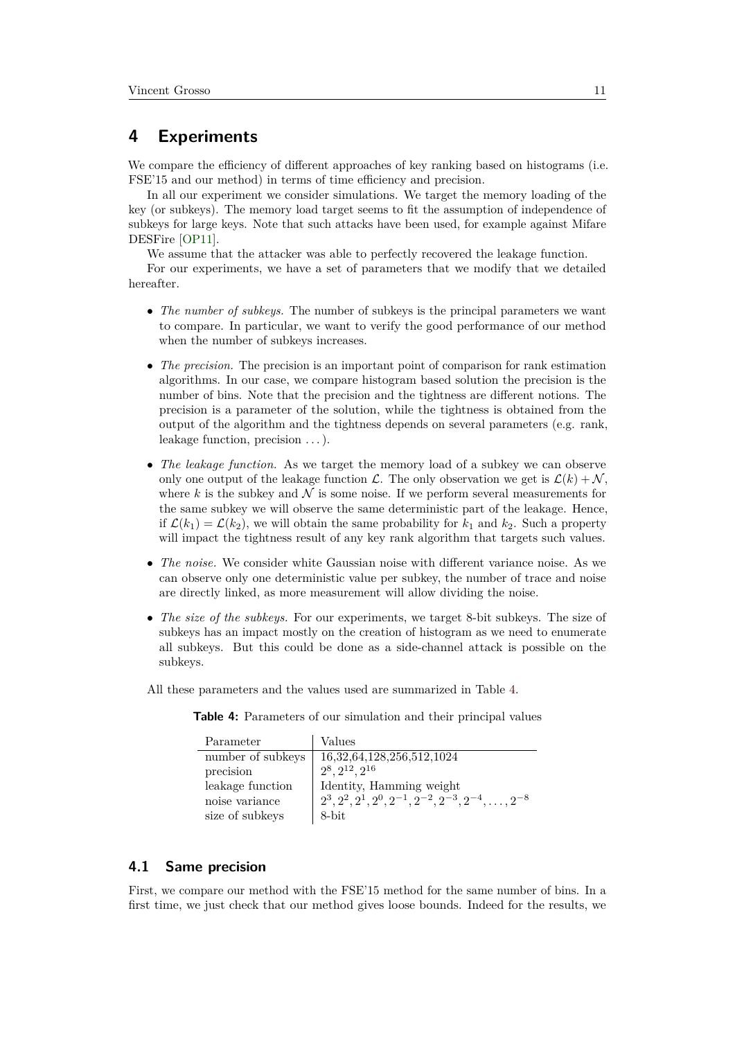# 4 Experiments

We compare the efficiency of different approaches of key ranking based on histograms (i.e. FSE'15 and our method) in terms of time efficiency and precision.

In all our experiment we consider simulations. We target the memory loading of the key (or subkeys). The memory load target seems to fit the assumption of independence of subkeys for large keys. Note that such attacks have been used, for example against Mifare DESFire [OP11].

We assume that the attacker was able to perfectly recovered the leakage function.

For our experiments, we have a set of parameters that we modify that we detailed hereafter.

- *The number of subkeys.* The number of subkeys is the principal parameters we want to compare. In particular, we want to verify the good performance of our method when the number of subkeys increases.
- *The precision.* The precision is an important point of comparison for rank estimation algorithms. In our case, we compare histogram based solution the precision is the number of bins. Note that the precision and the tightness are different notions. The precision is a parameter of the solution, while the tightness is obtained from the output of the algorithm and the tightness depends on several parameters (e.g. rank, leakage function, precision ...).
- *The leakage function.* As we target the memory load of a subkey we can observe only one output of the leakage function $\mathcal{L}$. The only observation we get is $\mathcal{L}(k) + \mathcal{N}$, where $k$ is the subkey and $\mathcal{N}$ is some noise. If we perform several measurements for the same subkey we will observe the same deterministic part of the leakage. Hence, if $\mathcal{L}(k_1) = \mathcal{L}(k_2)$, we will obtain the same probability for $k_1$ and $k_2$. Such a property will impact the tightness result of any key rank algorithm that targets such values.
- *The noise.* We consider white Gaussian noise with different variance noise. As we can observe only one deterministic value per subkey, the number of trace and noise are directly linked, as more measurement will allow dividing the noise.
- *The size of the subkeys.* For our experiments, we target 8-bit subkeys. The size of subkeys has an impact mostly on the creation of histogram as we need to enumerate all subkeys. But this could be done as a side-channel attack is possible on the subkeys.

All these parameters and the values used are summarized in Table 4.

**Table 4:** Parameters of our simulation and their principal values

| Parameter | Values |
|---|---|
| number of subkeys | 16,32,64,128,256,512,1024 |
| precision | $2^8, 2^{12}, 2^{16}$ |
| leakage function | Identity, Hamming weight |
| noise variance | $2^3, 2^2, 2^1, 2^0, 2^{-1}, 2^{-2}, 2^{-3}, 2^{-4}, \dots, 2^{-8}$ |
| size of subkeys | 8-bit |

## 4.1 Same precision

First, we compare our method with the FSE'15 method for the same number of bins. In a first time, we just check that our method gives loose bounds. Indeed for the results, we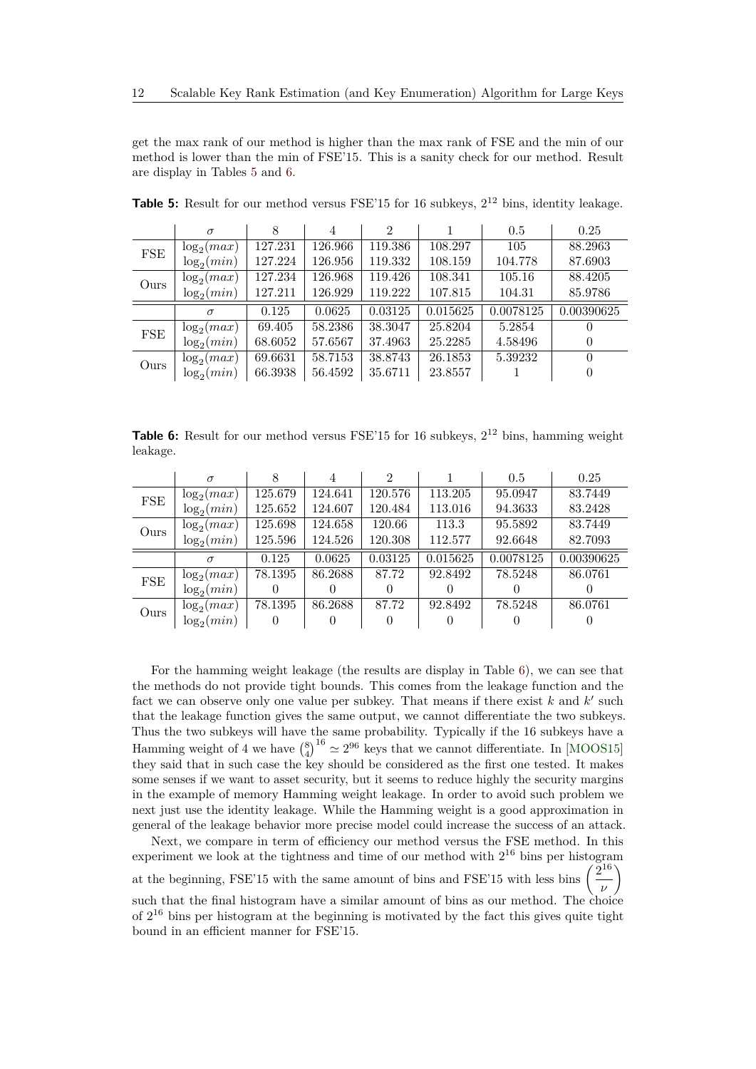get the max rank of our method is higher than the max rank of FSE and the min of our method is lower than the min of FSE'15. This is a sanity check for our method. Result are display in Tables 5 and 6.

**Table 5:** Result for our method versus FSE'15 for 16 subkeys, $2^{12}$ bins, identity leakage.

| | $\sigma$ | 8 | 4 | 2 | 1 | 0.5 | 0.25 |
|---|---|---|---|---|---|---|---|
| FSE | $\log_2(max)$ | 127.231 | 126.966 | 119.386 | 108.297 | 105 | 88.2963 |
| | $\log_2(min)$ | 127.224 | 126.956 | 119.332 | 108.159 | 104.778 | 87.6903 |
| Ours | $\log_2(max)$ | 127.234 | 126.968 | 119.426 | 108.341 | 105.16 | 88.4205 |
| | $\log_2(min)$ | 127.211 | 126.929 | 119.222 | 107.815 | 104.31 | 85.9786 |
| | $\sigma$ | 0.125 | 0.0625 | 0.03125 | 0.015625 | 0.0078125 | 0.00390625 |
| FSE | $\log_2(max)$ | 69.405 | 58.2386 | 38.3047 | 25.8204 | 5.2854 | 0 |
| | $\log_2(min)$ | 68.6052 | 57.6567 | 37.4963 | 25.2285 | 4.58496 | 0 |
| Ours | $\log_2(max)$ | 69.6631 | 58.7153 | 38.8743 | 26.1853 | 5.39232 | 0 |
| | $\log_2(min)$ | 66.3938 | 56.4592 | 35.6711 | 23.8557 | 1 | 0 |

**Table 6:** Result for our method versus FSE'15 for 16 subkeys, $2^{12}$ bins, hamming weight leakage.

| | $\sigma$ | 8 | 4 | 2 | 1 | 0.5 | 0.25 |
|---|---|---|---|---|---|---|---|
| FSE | $\log_2(max)$ | 125.679 | 124.641 | 120.576 | 113.205 | 95.0947 | 83.7449 |
| | $\log_2(min)$ | 125.652 | 124.607 | 120.484 | 113.016 | 94.3633 | 83.2428 |
| Ours | $\log_2(max)$ | 125.698 | 124.658 | 120.66 | 113.3 | 95.5892 | 83.7449 |
| | $\log_2(min)$ | 125.596 | 124.526 | 120.308 | 112.577 | 92.6648 | 82.7093 |
| | $\sigma$ | 0.125 | 0.0625 | 0.03125 | 0.015625 | 0.0078125 | 0.00390625 |
| FSE | $\log_2(max)$ | 78.1395 | 86.2688 | 87.72 | 92.8492 | 78.5248 | 86.0761 |
| | $\log_2(min)$ | 0 | 0 | 0 | 0 | 0 | 0 |
| Ours | $\log_2(max)$ | 78.1395 | 86.2688 | 87.72 | 92.8492 | 78.5248 | 86.0761 |
| | $\log_2(min)$ | 0 | 0 | 0 | 0 | 0 | 0 |

For the hamming weight leakage (the results are display in Table 6), we can see that the methods do not provide tight bounds. This comes from the leakage function and the fact we can observe only one value per subkey. That means if there exist $k$ and $k'$ such that the leakage function gives the same output, we cannot differentiate the two subkeys. Thus the two subkeys will have the same probability. Typically if the 16 subkeys have a Hamming weight of 4 we have $\binom{8}{4}^{16} \simeq 2^{96}$ keys that we cannot differentiate. In [MOOS15] they said that in such case the key should be considered as the first one tested. It makes some senses if we want to asset security, but it seems to reduce highly the security margins in the example of memory Hamming weight leakage. In order to avoid such problem we next just use the identity leakage. While the Hamming weight is a good approximation in general of the leakage behavior more precise model could increase the success of an attack.

Next, we compare in term of efficiency our method versus the FSE method. In this experiment we look at the tightness and time of our method with $2^{16}$ bins per histogram at the beginning, FSE'15 with the same amount of bins and FSE'15 with less bins $\left(\frac{2^{16}}{\nu}\right)$ such that the final histogram have a similar amount of bins as our method. The choice of $2^{16}$ bins per histogram at the beginning is motivated by the fact this gives quite tight bound in an efficient manner for FSE'15.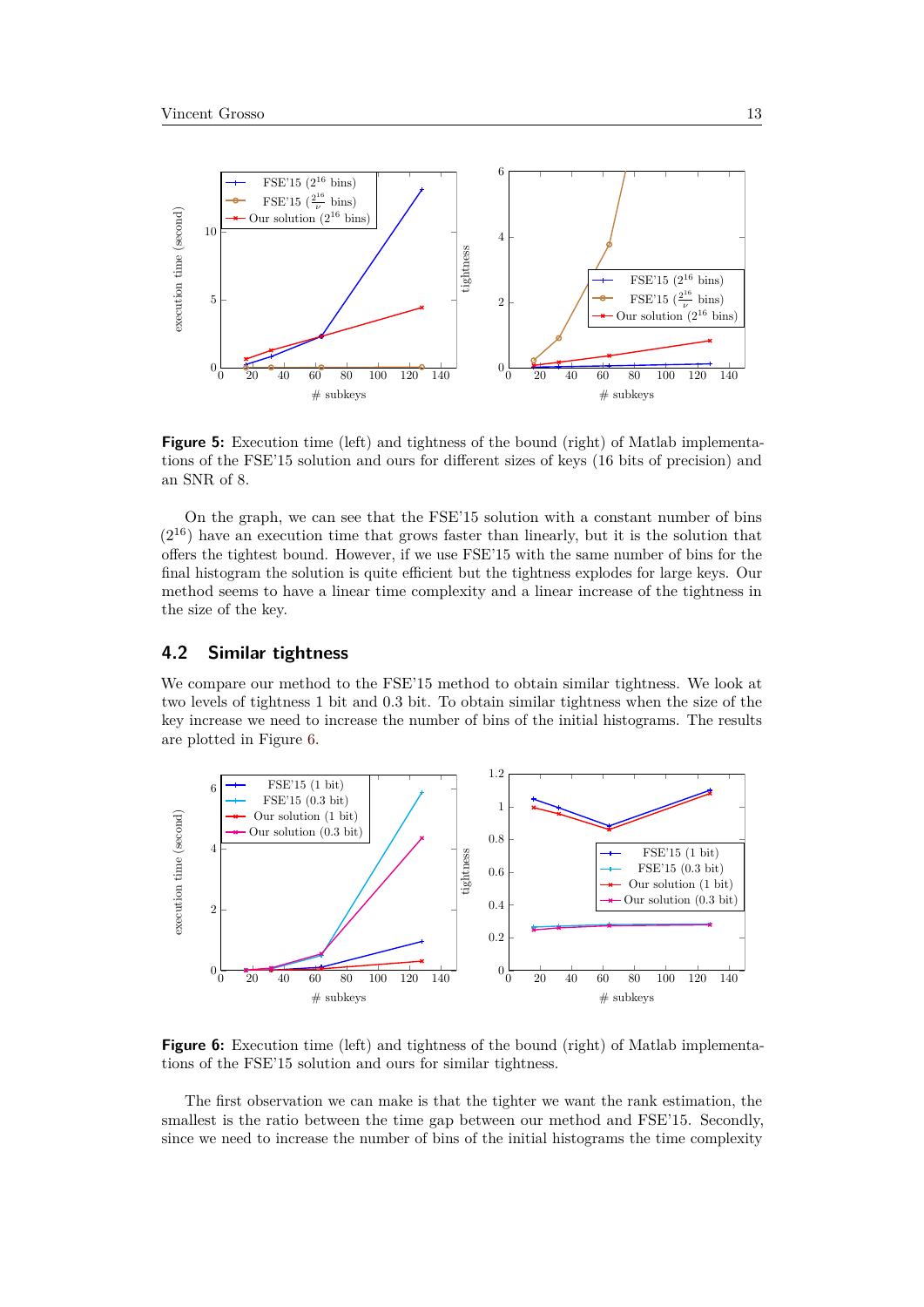**Figure 5:** Execution time (left) and tightness of the bound (right) of Matlab implementations of the FSE'15 solution and ours for different sizes of keys (16 bits of precision) and an SNR of 8.

On the graph, we can see that the FSE'15 solution with a constant number of bins ($2^{16}$) have an execution time that grows faster than linearly, but it is the solution that offers the tightest bound. However, if we use FSE'15 with the same number of bins for the final histogram the solution is quite efficient but the tightness explodes for large keys. Our method seems to have a linear time complexity and a linear increase of the tightness in the size of the key.

## 4.2 Similar tightness

We compare our method to the FSE'15 method to obtain similar tightness. We look at two levels of tightness 1 bit and 0.3 bit. To obtain similar tightness when the size of the key increase we need to increase the number of bins of the initial histograms. The results are plotted in Figure 6.

**Figure 6:** Execution time (left) and tightness of the bound (right) of Matlab implementations of the FSE'15 solution and ours for similar tightness.

The first observation we can make is that the tighter we want the rank estimation, the smallest is the ratio between the time gap between our method and FSE'15. Secondly, since we need to increase the number of bins of the initial histograms the time complexity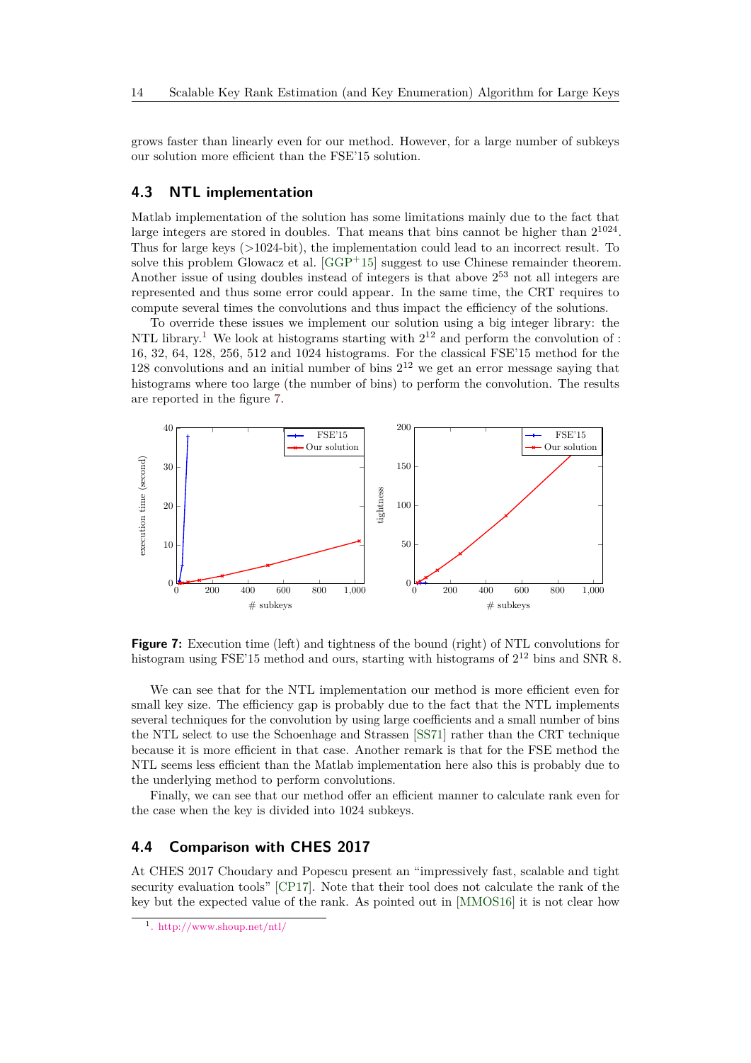grows faster than linearly even for our method. However, for a large number of subkeys our solution more efficient than the FSE'15 solution.

### 4.3 NTL implementation

Matlab implementation of the solution has some limitations mainly due to the fact that large integers are stored in doubles. That means that bins cannot be higher than $2^{1024}$. Thus for large keys (>1024-bit), the implementation could lead to an incorrect result. To solve this problem Glowacz et al. [GGP+15] suggest to use Chinese remainder theorem. Another issue of using doubles instead of integers is that above $2^{53}$ not all integers are represented and thus some error could appear. In the same time, the CRT requires to compute several times the convolutions and thus impact the efficiency of the solutions.

To override these issues we implement our solution using a big integer library: the NTL library.[1] We look at histograms starting with $2^{12}$ and perform the convolution of : 16, 32, 64, 128, 256, 512 and 1024 histograms. For the classical FSE'15 method for the 128 convolutions and an initial number of bins $2^{12}$ we get an error message saying that histograms where too large (the number of bins) to perform the convolution. The results are reported in the figure 7.

**Figure 7:** Execution time (left) and tightness of the bound (right) of NTL convolutions for histogram using FSE'15 method and ours, starting with histograms of $2^{12}$ bins and SNR 8.

We can see that for the NTL implementation our method is more efficient even for small key size. The efficiency gap is probably due to the fact that the NTL implements several techniques for the convolution by using large coefficients and a small number of bins the NTL select to use the Schoenhage and Strassen [SS71] rather than the CRT technique because it is more efficient in that case. Another remark is that for the FSE method the NTL seems less efficient than the Matlab implementation here also this is probably due to the underlying method to perform convolutions.

Finally, we can see that our method offer an efficient manner to calculate rank even for the case when the key is divided into 1024 subkeys.

### 4.4 Comparison with CHES 2017

At CHES 2017 Choudary and Popescu present an "impressively fast, scalable and tight security evaluation tools" [CP17]. Note that their tool does not calculate the rank of the key but the expected value of the rank. As pointed out in [MMOS16] it is not clear how

[1]. http://www.shoup.net/ntl/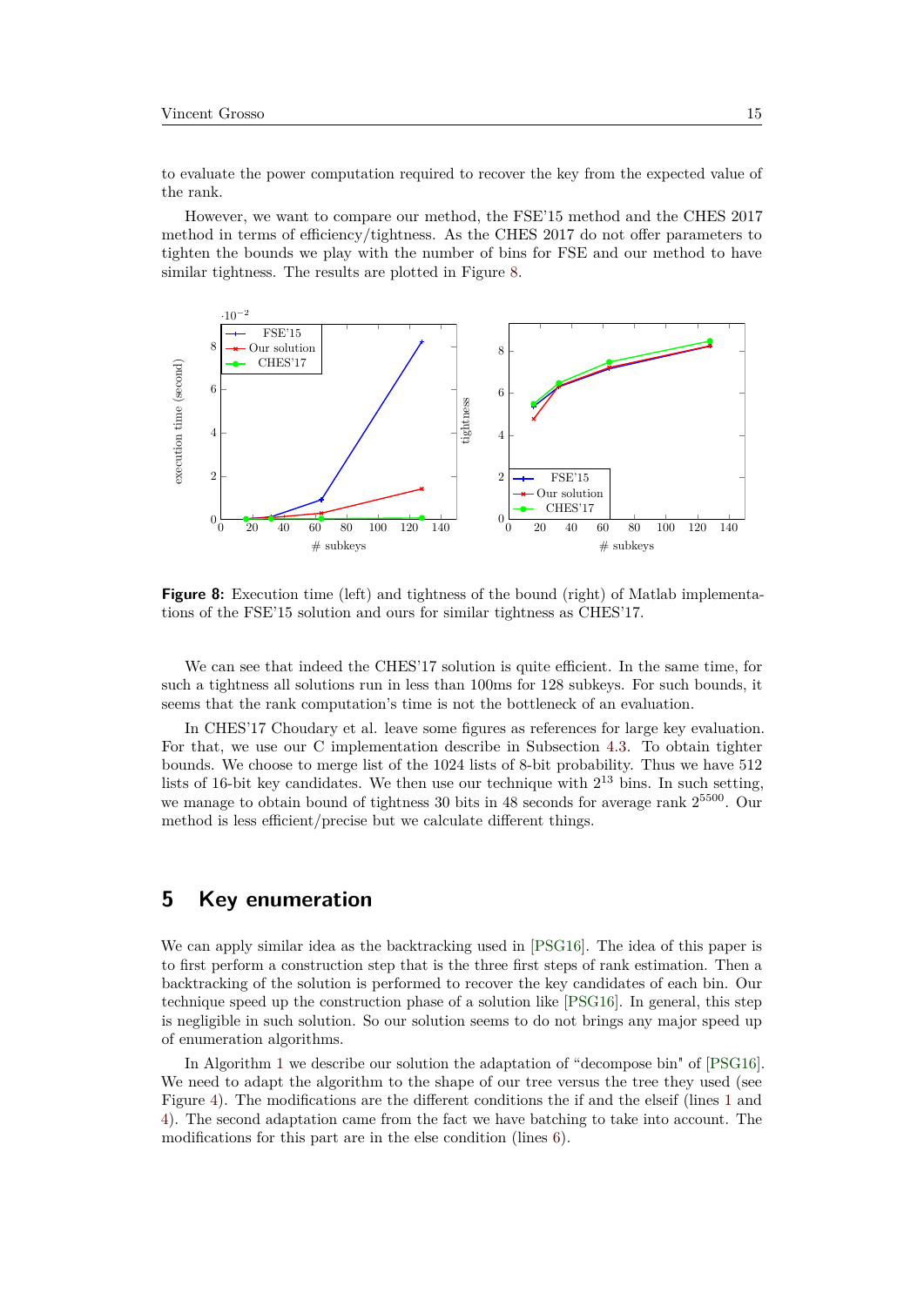to evaluate the power computation required to recover the key from the expected value of the rank.

However, we want to compare our method, the FSE'15 method and the CHES 2017 method in terms of efficiency/tightness. As the CHES 2017 do not offer parameters to tighten the bounds we play with the number of bins for FSE and our method to have similar tightness. The results are plotted in Figure 8.

**Figure 8:** Execution time (left) and tightness of the bound (right) of Matlab implementations of the FSE'15 solution and ours for similar tightness as CHES'17.

We can see that indeed the CHES'17 solution is quite efficient. In the same time, for such a tightness all solutions run in less than 100ms for 128 subkeys. For such bounds, it seems that the rank computation's time is not the bottleneck of an evaluation.

In CHES'17 Choudary et al. leave some figures as references for large key evaluation. For that, we use our C implementation describe in Subsection 4.3. To obtain tighter bounds. We choose to merge list of the 1024 lists of 8-bit probability. Thus we have 512 lists of 16-bit key candidates. We then use our technique with $2^{13}$ bins. In such setting, we manage to obtain bound of tightness 30 bits in 48 seconds for average rank $2^{5500}$. Our method is less efficient/precise but we calculate different things.

## 5 Key enumeration

We can apply similar idea as the backtracking used in [PSG16]. The idea of this paper is to first perform a construction step that is the three first steps of rank estimation. Then a backtracking of the solution is performed to recover the key candidates of each bin. Our technique speed up the construction phase of a solution like [PSG16]. In general, this step is negligible in such solution. So our solution seems to do not brings any major speed up of enumeration algorithms.

In Algorithm 1 we describe our solution the adaptation of "decompose bin" of [PSG16]. We need to adapt the algorithm to the shape of our tree versus the tree they used (see Figure 4). The modifications are the different conditions the if and the elseif (lines 1 and 4). The second adaptation came from the fact we have batching to take into account. The modifications for this part are in the else condition (lines 6).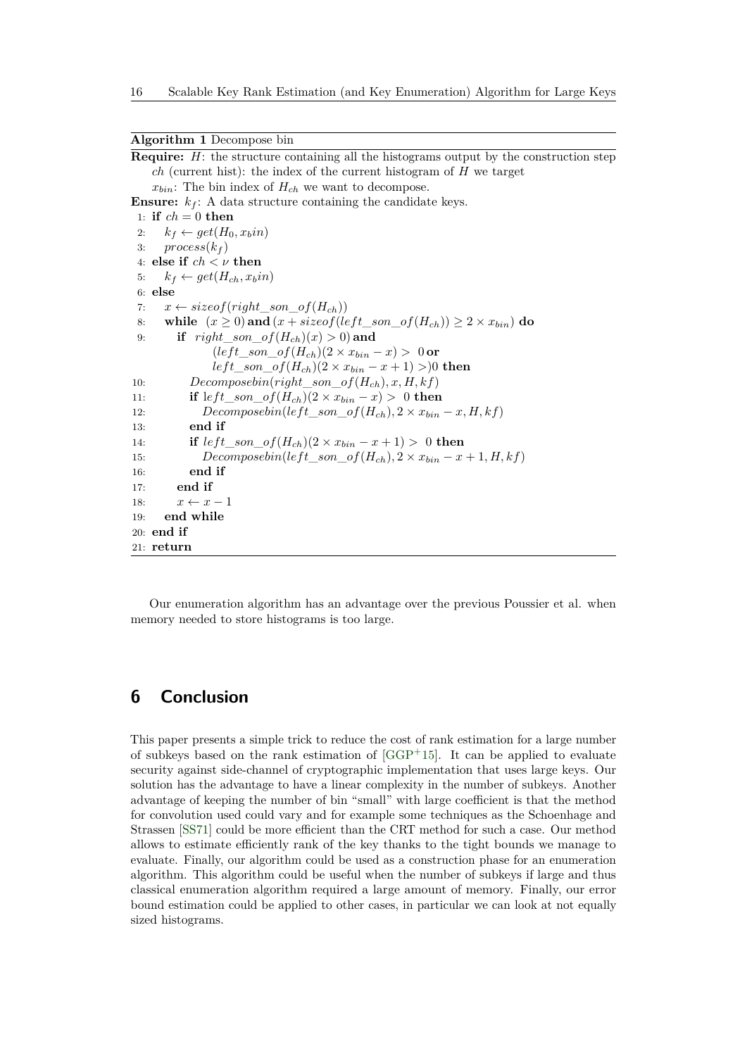**Algorithm 1** Decompose bin

**Require:** $H$: the structure containing all the histograms output by the construction step
$ch$ (current hist): the index of the current histogram of $H$ we target
$x_{bin}$: The bin index of $H_{ch}$ we want to decompose.
**Ensure:** $k_f$: A data structure containing the candidate keys.

```
1: if ch = 0 then
2:    k_f ← get(H_0, x_bin)
3:    process(k_f)
4: else if ch < ν then
5:    k_f ← get(H_ch, x_bin)
6: else
7:    x ← sizeof(right_son_of(H_ch))
8:    while (x ≥ 0) and (x + sizeof(left_son_of(H_ch)) ≥ 2 × x_bin) do
9:       if right_son_of(H_ch)(x) > 0) and
              (left_son_of(H_ch)(2 × x_bin − x) > 0 or
              left_son_of(H_ch)(2 × x_bin − x + 1) >)0 then
10:         Decomposebin(right_son_of(H_ch), x, H, kf)
11:         if left_son_of(H_ch)(2 × x_bin − x) > 0 then
12:            Decomposebin(left_son_of(H_ch), 2 × x_bin − x, H, kf)
13:         end if
14:         if left_son_of(H_ch)(2 × x_bin − x + 1) > 0 then
15:            Decomposebin(left_son_of(H_ch), 2 × x_bin − x + 1, H, kf)
16:         end if
17:      end if
18:      x ← x − 1
19:   end while
20: end if
21: return
```

Our enumeration algorithm has an advantage over the previous Poussier et al. when memory needed to store histograms is too large.

## 6 Conclusion

This paper presents a simple trick to reduce the cost of rank estimation for a large number of subkeys based on the rank estimation of [GGP+15]. It can be applied to evaluate security against side-channel of cryptographic implementation that uses large keys. Our solution has the advantage to have a linear complexity in the number of subkeys. Another advantage of keeping the number of bin "small" with large coefficient is that the method for convolution used could vary and for example some techniques as the Schoenhage and Strassen [SS71] could be more efficient than the CRT method for such a case. Our method allows to estimate efficiently rank of the key thanks to the tight bounds we manage to evaluate. Finally, our algorithm could be used as a construction phase for an enumeration algorithm. This algorithm could be useful when the number of subkeys if large and thus classical enumeration algorithm required a large amount of memory. Finally, our error bound estimation could be applied to other cases, in particular we can look at not equally sized histograms.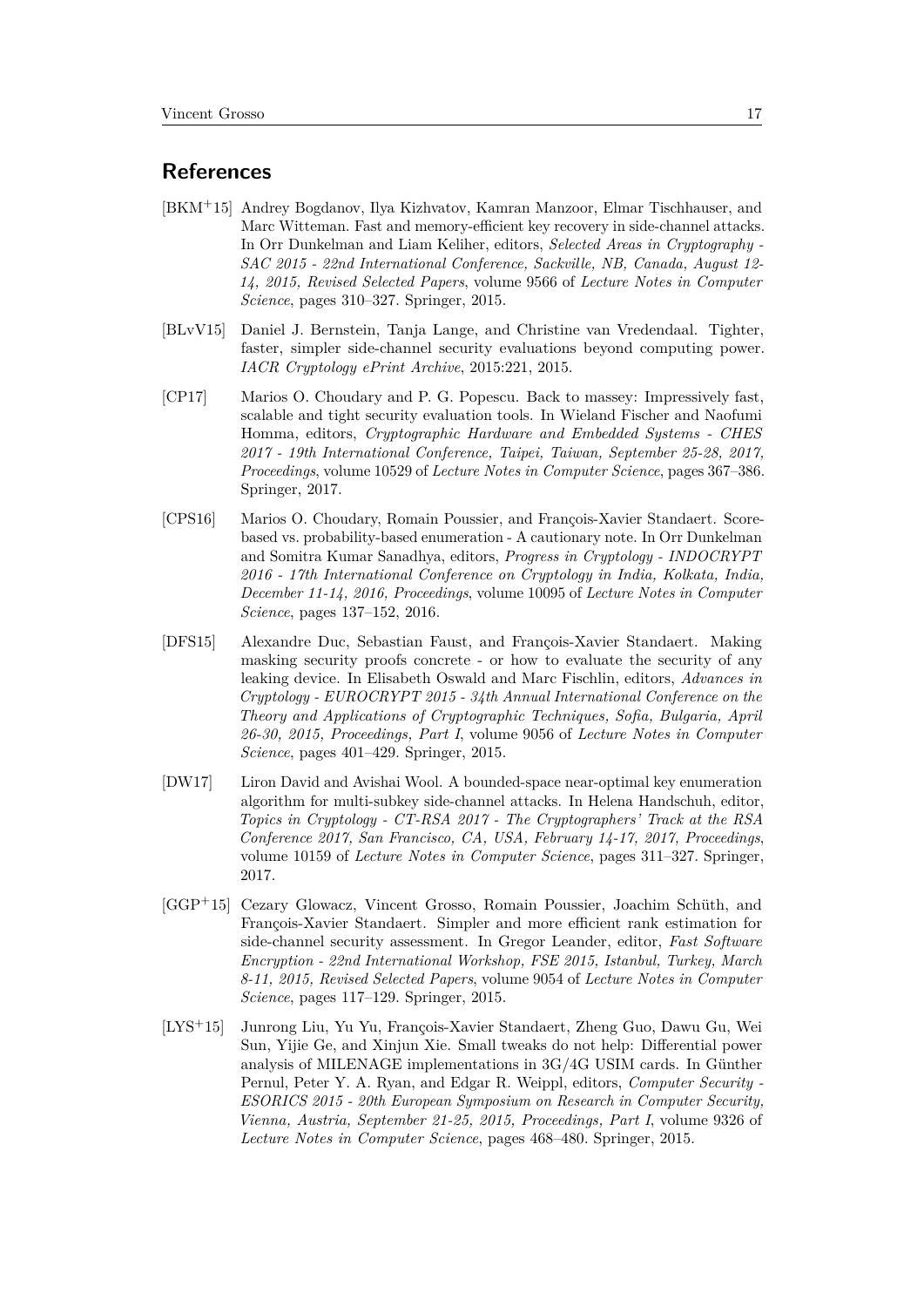## References

[BKM+15] Andrey Bogdanov, Ilya Kizhvatov, Kamran Manzoor, Elmar Tischhauser, and Marc Witteman. Fast and memory-efficient key recovery in side-channel attacks. In Orr Dunkelman and Liam Keliher, editors, *Selected Areas in Cryptography - SAC 2015 - 22nd International Conference, Sackville, NB, Canada, August 12-14, 2015, Revised Selected Papers*, volume 9566 of *Lecture Notes in Computer Science*, pages 310–327. Springer, 2015.

[BLvV15] Daniel J. Bernstein, Tanja Lange, and Christine van Vredendaal. Tighter, faster, simpler side-channel security evaluations beyond computing power. *IACR Cryptology ePrint Archive*, 2015:221, 2015.

[CP17] Marios O. Choudary and P. G. Popescu. Back to massey: Impressively fast, scalable and tight security evaluation tools. In Wieland Fischer and Naofumi Homma, editors, *Cryptographic Hardware and Embedded Systems - CHES 2017 - 19th International Conference, Taipei, Taiwan, September 25-28, 2017, Proceedings*, volume 10529 of *Lecture Notes in Computer Science*, pages 367–386. Springer, 2017.

[CPS16] Marios O. Choudary, Romain Poussier, and François-Xavier Standaert. Score-based vs. probability-based enumeration - A cautionary note. In Orr Dunkelman and Somitra Kumar Sanadhya, editors, *Progress in Cryptology - INDOCRYPT 2016 - 17th International Conference on Cryptology in India, Kolkata, India, December 11-14, 2016, Proceedings*, volume 10095 of *Lecture Notes in Computer Science*, pages 137–152, 2016.

[DFS15] Alexandre Duc, Sebastian Faust, and François-Xavier Standaert. Making masking security proofs concrete - or how to evaluate the security of any leaking device. In Elisabeth Oswald and Marc Fischlin, editors, *Advances in Cryptology - EUROCRYPT 2015 - 34th Annual International Conference on the Theory and Applications of Cryptographic Techniques, Sofia, Bulgaria, April 26-30, 2015, Proceedings, Part I*, volume 9056 of *Lecture Notes in Computer Science*, pages 401–429. Springer, 2015.

[DW17] Liron David and Avishai Wool. A bounded-space near-optimal key enumeration algorithm for multi-subkey side-channel attacks. In Helena Handschuh, editor, *Topics in Cryptology - CT-RSA 2017 - The Cryptographers' Track at the RSA Conference 2017, San Francisco, CA, USA, February 14-17, 2017, Proceedings*, volume 10159 of *Lecture Notes in Computer Science*, pages 311–327. Springer, 2017.

[GGP+15] Cezary Glowacz, Vincent Grosso, Romain Poussier, Joachim Schüth, and François-Xavier Standaert. Simpler and more efficient rank estimation for side-channel security assessment. In Gregor Leander, editor, *Fast Software Encryption - 22nd International Workshop, FSE 2015, Istanbul, Turkey, March 8-11, 2015, Revised Selected Papers*, volume 9054 of *Lecture Notes in Computer Science*, pages 117–129. Springer, 2015.

[LYS+15] Junrong Liu, Yu Yu, François-Xavier Standaert, Zheng Guo, Dawu Gu, Wei Sun, Yijie Ge, and Xinjun Xie. Small tweaks do not help: Differential power analysis of MILENAGE implementations in 3G/4G USIM cards. In Günther Pernul, Peter Y. A. Ryan, and Edgar R. Weippl, editors, *Computer Security - ESORICS 2015 - 20th European Symposium on Research in Computer Security, Vienna, Austria, September 21-25, 2015, Proceedings, Part I*, volume 9326 of *Lecture Notes in Computer Science*, pages 468–480. Springer, 2015.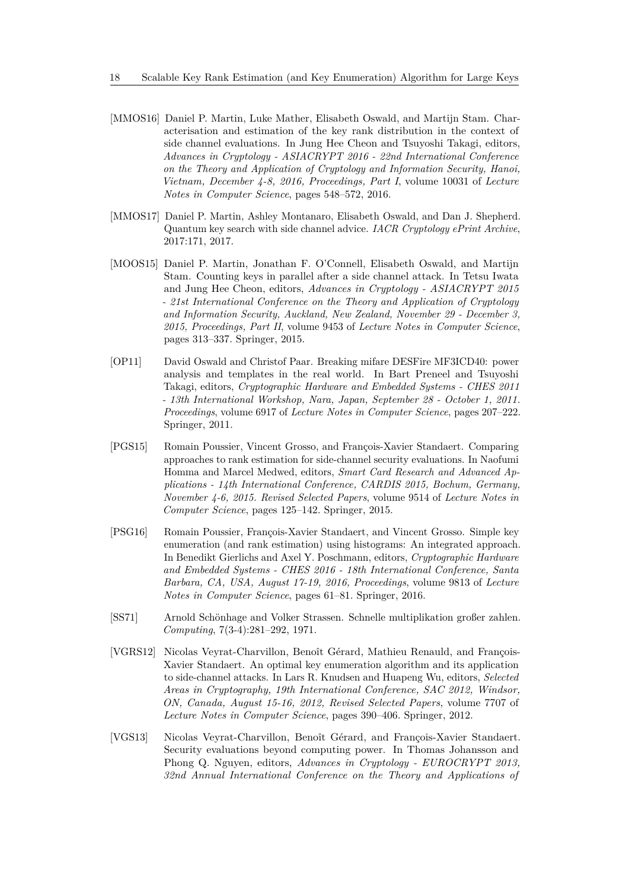[MMOS16] Daniel P. Martin, Luke Mather, Elisabeth Oswald, and Martijn Stam. Characterisation and estimation of the key rank distribution in the context of side channel evaluations. In Jung Hee Cheon and Tsuyoshi Takagi, editors, *Advances in Cryptology - ASIACRYPT 2016 - 22nd International Conference on the Theory and Application of Cryptology and Information Security, Hanoi, Vietnam, December 4-8, 2016, Proceedings, Part I*, volume 10031 of *Lecture Notes in Computer Science*, pages 548–572, 2016.

[MMOS17] Daniel P. Martin, Ashley Montanaro, Elisabeth Oswald, and Dan J. Shepherd. Quantum key search with side channel advice. *IACR Cryptology ePrint Archive*, 2017:171, 2017.

[MOOS15] Daniel P. Martin, Jonathan F. O'Connell, Elisabeth Oswald, and Martijn Stam. Counting keys in parallel after a side channel attack. In Tetsu Iwata and Jung Hee Cheon, editors, *Advances in Cryptology - ASIACRYPT 2015 - 21st International Conference on the Theory and Application of Cryptology and Information Security, Auckland, New Zealand, November 29 - December 3, 2015, Proceedings, Part II*, volume 9453 of *Lecture Notes in Computer Science*, pages 313–337. Springer, 2015.

[OP11] David Oswald and Christof Paar. Breaking mifare DESFire MF3ICD40: power analysis and templates in the real world. In Bart Preneel and Tsuyoshi Takagi, editors, *Cryptographic Hardware and Embedded Systems - CHES 2011 - 13th International Workshop, Nara, Japan, September 28 - October 1, 2011. Proceedings*, volume 6917 of *Lecture Notes in Computer Science*, pages 207–222. Springer, 2011.

[PGS15] Romain Poussier, Vincent Grosso, and François-Xavier Standaert. Comparing approaches to rank estimation for side-channel security evaluations. In Naofumi Homma and Marcel Medwed, editors, *Smart Card Research and Advanced Applications - 14th International Conference, CARDIS 2015, Bochum, Germany, November 4-6, 2015. Revised Selected Papers*, volume 9514 of *Lecture Notes in Computer Science*, pages 125–142. Springer, 2015.

[PSG16] Romain Poussier, François-Xavier Standaert, and Vincent Grosso. Simple key enumeration (and rank estimation) using histograms: An integrated approach. In Benedikt Gierlichs and Axel Y. Poschmann, editors, *Cryptographic Hardware and Embedded Systems - CHES 2016 - 18th International Conference, Santa Barbara, CA, USA, August 17-19, 2016, Proceedings*, volume 9813 of *Lecture Notes in Computer Science*, pages 61–81. Springer, 2016.

[SS71] Arnold Schönhage and Volker Strassen. Schnelle multiplikation großer zahlen. *Computing*, 7(3-4):281–292, 1971.

[VGRS12] Nicolas Veyrat-Charvillon, Benoît Gérard, Mathieu Renauld, and François-Xavier Standaert. An optimal key enumeration algorithm and its application to side-channel attacks. In Lars R. Knudsen and Huapeng Wu, editors, *Selected Areas in Cryptography, 19th International Conference, SAC 2012, Windsor, ON, Canada, August 15-16, 2012, Revised Selected Papers*, volume 7707 of *Lecture Notes in Computer Science*, pages 390–406. Springer, 2012.

[VGS13] Nicolas Veyrat-Charvillon, Benoît Gérard, and François-Xavier Standaert. Security evaluations beyond computing power. In Thomas Johansson and Phong Q. Nguyen, editors, *Advances in Cryptology - EUROCRYPT 2013, 32nd Annual International Conference on the Theory and Applications of*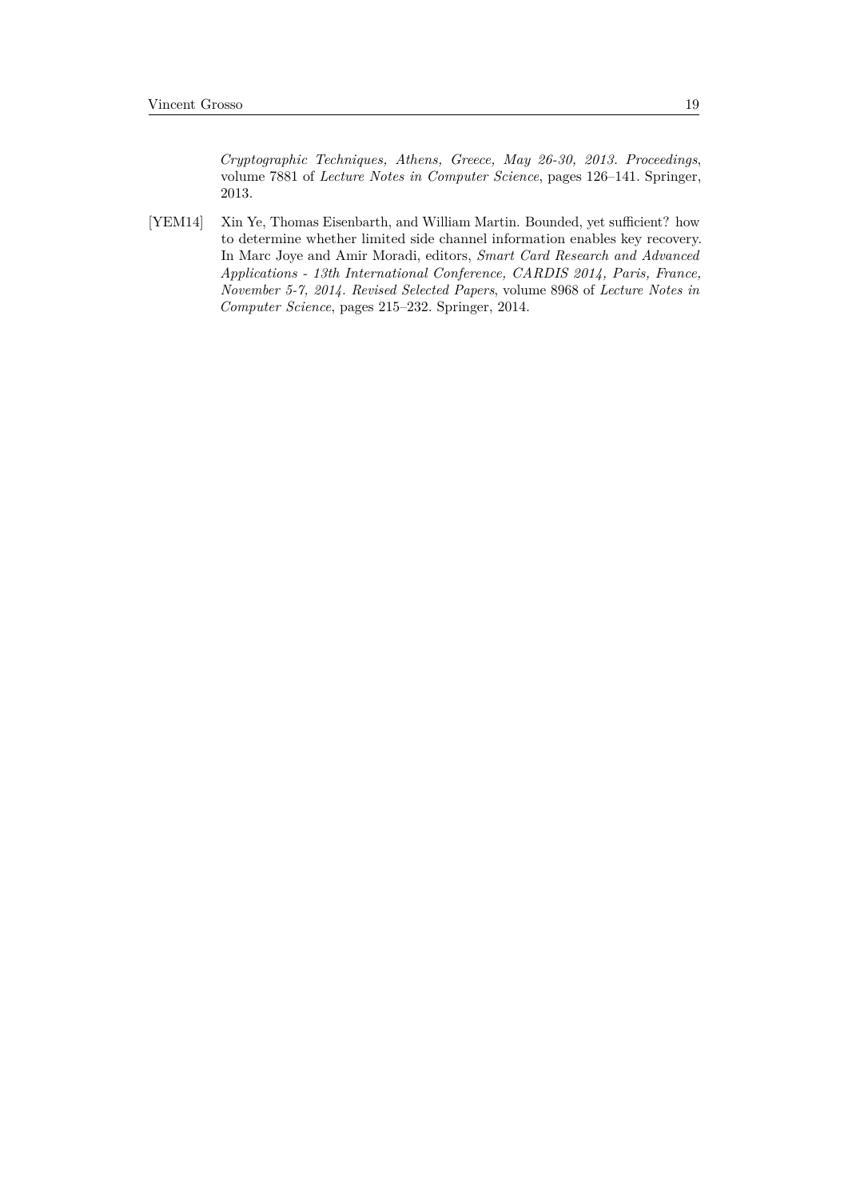*Cryptographic Techniques, Athens, Greece, May 26-30, 2013. Proceedings*, volume 7881 of *Lecture Notes in Computer Science*, pages 126–141. Springer, 2013.

[YEM14] Xin Ye, Thomas Eisenbarth, and William Martin. Bounded, yet sufficient? how to determine whether limited side channel information enables key recovery. In Marc Joye and Amir Moradi, editors, *Smart Card Research and Advanced Applications - 13th International Conference, CARDIS 2014, Paris, France, November 5-7, 2014. Revised Selected Papers*, volume 8968 of *Lecture Notes in Computer Science*, pages 215–232. Springer, 2014.